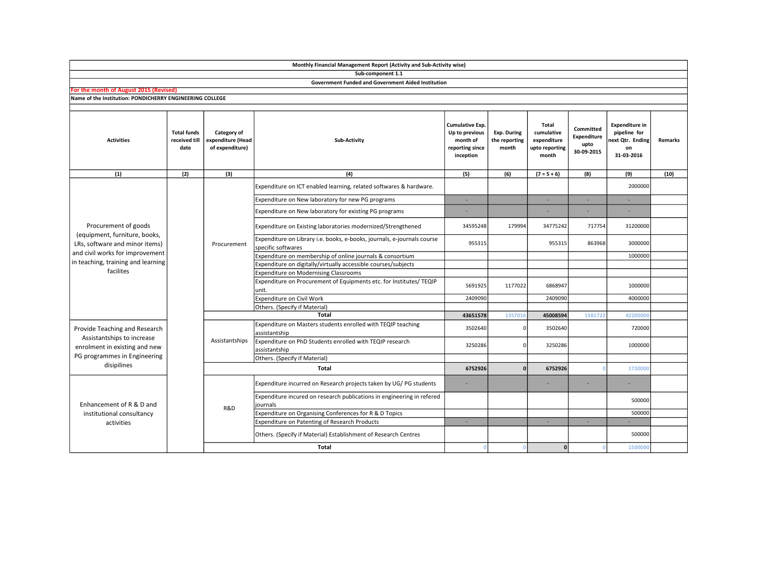**Monthly Financial Management Report (Activity and Sub-Activity wise)**

**Sub-component 1.1**

**Government Funded and Government Aided Institution**

**For the month of August 2015 (Revised)**

**Name of the Institution: PONDICHERRY ENGINEERING COLLEGE**

| Activities | Total funds received till date | Category of expenditure (Head of expenditure) | Sub-Activity | Cumulative Exp. Up to previous month of reporting since inception | Exp. During the reporting month | Total cumulative expenditure upto reporting month | Committed Expenditure upto 30-09-2015 | Expenditure in pipeline for next Qtr. Ending on 31-03-2016 | Remarks |
|---|---|---|---|---|---|---|---|---|---|
| (1) | (2) | (3) | (4) | (5) | (6) | (7 = 5 + 6) | (8) | (9) | (10) |
| Procurement of goods (equipment, furniture, books, LRs, software and minor items) and civil works for improvement in teaching, training and learning facilites | | Procurement | Expenditure on ICT enabled learning, related softwares & hardware. | | | | | 2000000 | |
| | | | Expenditure on New laboratory for new PG programs | - | | - | - | - | |
| | | | Expenditure on New laboratory for existing PG programs | - | | - | - | - | |
| | | | Expenditure on Existing laboratories modernized/Strengthened | 34595248 | 179994 | 34775242 | 717754 | 31200000 | |
| | | | Expenditure on Library i.e. books, e-books, journals, e-journals course specific softwares | 955315 | | 955315 | 863968 | 3000000 | |
| | | | Expenditure on membership of online journals & consortium | | | | | 1000000 | |
| | | | Expenditure on digitally/virtually accessible courses/subjects | | | | | | |
| | | | Expenditure on Modernising Classrooms | | | | | | |
| | | | Expenditure on Procurement of Equipments etc. for Institutes/ TEQIP unit. | 5691925 | 1177022 | 6868947 | | 1000000 | |
| | | | Expenditure on Civil Work | 2409090 | | 2409090 | | 4000000 | |
| | | | Others. (Specify if Material) | | | | | | |
| | | **Total** | | **43651578** | 1357016 | **45008594** | 1581722 | 42200000 | |
| Provide Teaching and Research Assistantships to increase enrolment in existing and new PG programmes in Engineering disipilines | | Assistantships | Expenditure on Masters students enrolled with TEQIP teaching assistantship | 3502640 | 0 | 3502640 | | 720000 | |
| | | | Expenditure on PhD Students enrolled with TEQIP research assistantship | 3250286 | 0 | 3250286 | | 1000000 | |
| | | | Others. (Specify if Material) | | | | | | |
| | | **Total** | | **6752926** | **0** | **6752926** | 0 | 1720000 | |
| Enhancement of R & D and institutional consultancy activities | | R&D | Expenditure incurred on Research projects taken by UG/ PG students | - | | - | - | - | |
| | | | Expenditure incured on research publications in engineering in refered journals | | | | | 500000 | |
| | | | Expenditure on Organising Conferences for R & D Topics | | | | | 500000 | |
| | | | Expenditure on Patenting of Research Products | - | | - | - | - | |
| | | | Others. (Specify if Material) Establishment of Research Centres | | | | | 500000 | |
| | | **Total** | | 0 | 0 | **0** | 0 | 1500000 | |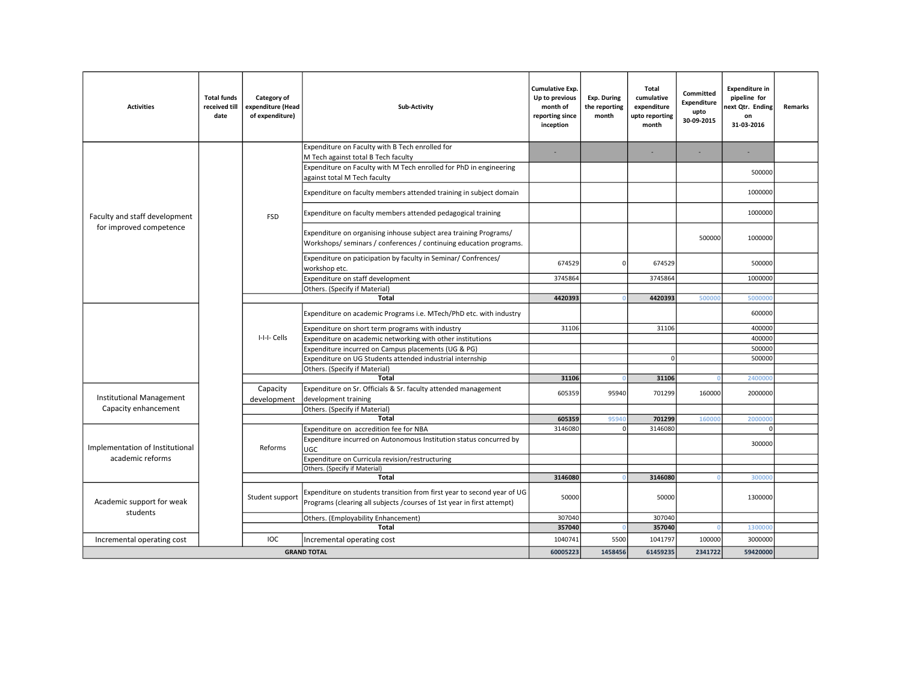| Activities | Total funds received till date | Category of expenditure (Head of expenditure) | Sub-Activity | Cumulative Exp. Up to previous month of reporting since inception | Exp. During the reporting month | Total cumulative expenditure upto reporting month | Committed Expenditure upto 30-09-2015 | Expenditure in pipeline for next Qtr. Ending on 31-03-2016 | Remarks |
|---|---|---|---|---|---|---|---|---|---|
| Faculty and staff development for improved competence | | FSD | Expenditure on Faculty with B Tech enrolled for M Tech against total B Tech faculty | - | | - | - | - | |
| | | | Expenditure on Faculty with M Tech enrolled for PhD in engineering against total M Tech faculty | | | | | 500000 | |
| | | | Expenditure on faculty members attended training in subject domain | | | | | 1000000 | |
| | | | Expenditure on faculty members attended pedagogical training | | | | | 1000000 | |
| | | | Expenditure on organising inhouse subject area training Programs/ Workshops/ seminars / conferences / continuing education programs. | | | | 500000 | 1000000 | |
| | | | Expenditure on paticipation by faculty in Seminar/ Confrences/ workshop etc. | 674529 | 0 | 674529 | | 500000 | |
| | | | Expenditure on staff development | 3745864 | | 3745864 | | 1000000 | |
| | | | Others. (Specify if Material) | | | | | | |
| | | | **Total** | **4420393** | 0 | **4420393** | 500000 | 5000000 | |
| | | I-I-I- Cells | Expenditure on academic Programs i.e. MTech/PhD etc. with industry | | | | | 600000 | |
| | | | Expenditure on short term programs with industry | 31106 | | 31106 | | 400000 | |
| | | | Expenditure on academic networking with other institutions | | | | | 400000 | |
| | | | Expenditure incurred on Campus placements (UG & PG) | | | | | 500000 | |
| | | | Expenditure on UG Students attended industrial internship | | | 0 | | 500000 | |
| | | | Others. (Specify if Material) | | | | | | |
| | | | **Total** | **31106** | 0 | **31106** | 0 | 2400000 | |
| Institutional Management Capacity enhancement | | Capacity development | Expenditure on Sr. Officials & Sr. faculty attended management development training | 605359 | 95940 | 701299 | 160000 | 2000000 | |
| | | | Others. (Specify if Material) | | | | | | |
| | | | **Total** | **605359** | 95940 | **701299** | 160000 | 2000000 | |
| Implementation of Institutional academic reforms | | Reforms | Expenditure on accredition fee for NBA | 3146080 | 0 | 3146080 | | 0 | |
| | | | Expenditure incurred on Autonomous Institution status concurred by UGC | | | | | 300000 | |
| | | | Expenditure on Curricula revision/restructuring | | | | | | |
| | | | Others. (Specify if Material) | | | | | | |
| | | | **Total** | **3146080** | 0 | **3146080** | 0 | 300000 | |
| Academic support for weak students | | Student support | Expenditure on students transition from first year to second year of UG Programs (clearing all subjects /courses of 1st year in first attempt) | 50000 | | 50000 | | 1300000 | |
| | | | Others. (Employability Enhancement) | 307040 | | 307040 | | | |
| | | | **Total** | **357040** | 0 | **357040** | 0 | 1300000 | |
| Incremental operating cost | | IOC | Incremental operating cost | 1040741 | 5500 | 1041797 | 100000 | 3000000 | |
| **GRAND TOTAL** | | | | **60005223** | **1458456** | **61459235** | **2341722** | **59420000** | |